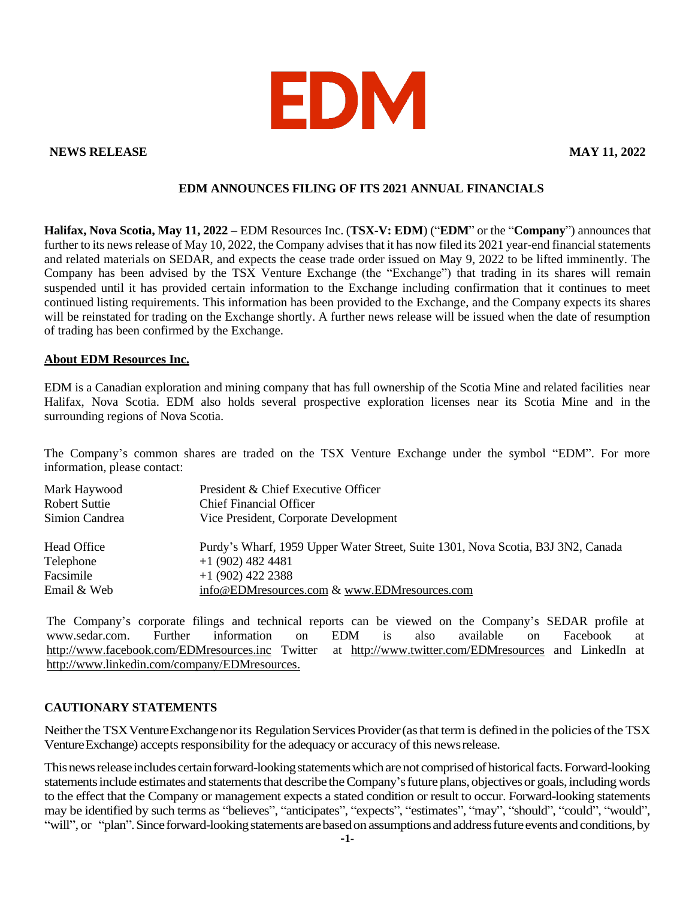# EDM

**NEWS RELEASE** **MAY 11, 2022**

## EDM ANNOUNCES FILING OF ITS 2021 ANNUAL FINANCIALS

**Halifax, Nova Scotia, May 11, 2022 –** EDM Resources Inc. (**TSX-V: EDM**) ("**EDM**" or the "**Company**") announces that further to its news release of May 10, 2022, the Company advises that it has now filed its 2021 year-end financial statements and related materials on SEDAR, and expects the cease trade order issued on May 9, 2022 to be lifted imminently. The Company has been advised by the TSX Venture Exchange (the "Exchange") that trading in its shares will remain suspended until it has provided certain information to the Exchange including confirmation that it continues to meet continued listing requirements. This information has been provided to the Exchange, and the Company expects its shares will be reinstated for trading on the Exchange shortly. A further news release will be issued when the date of resumption of trading has been confirmed by the Exchange.

### About EDM Resources Inc.

EDM is a Canadian exploration and mining company that has full ownership of the Scotia Mine and related facilities near Halifax, Nova Scotia. EDM also holds several prospective exploration licenses near its Scotia Mine and in the surrounding regions of Nova Scotia.

The Company's common shares are traded on the TSX Venture Exchange under the symbol "EDM". For more information, please contact:

| | |
|---|---|
| Mark Haywood | President & Chief Executive Officer |
| Robert Suttie | Chief Financial Officer |
| Simion Candrea | Vice President, Corporate Development |
| Head Office | Purdy's Wharf, 1959 Upper Water Street, Suite 1301, Nova Scotia, B3J 3N2, Canada |
| Telephone | +1 (902) 482 4481 |
| Facsimile | +1 (902) 422 2388 |
| Email & Web | info@EDMresources.com & www.EDMresources.com |

The Company's corporate filings and technical reports can be viewed on the Company's SEDAR profile at www.sedar.com. Further information on EDM is also available on Facebook at http://www.facebook.com/EDMresources.inc Twitter at http://www.twitter.com/EDMresources and LinkedIn at http://www.linkedin.com/company/EDMresources.

### CAUTIONARY STATEMENTS

Neither the TSX Venture Exchange nor its Regulation Services Provider (as that term is defined in the policies of the TSX Venture Exchange) accepts responsibility for the adequacy or accuracy of this news release.

This news release includes certain forward-looking statements which are not comprised of historical facts. Forward-looking statements include estimates and statements that describe the Company's future plans, objectives or goals, including words to the effect that the Company or management expects a stated condition or result to occur. Forward-looking statements may be identified by such terms as "believes", "anticipates", "expects", "estimates", "may", "should", "could", "would", "will", or "plan". Since forward-looking statements are based on assumptions and address future events and conditions, by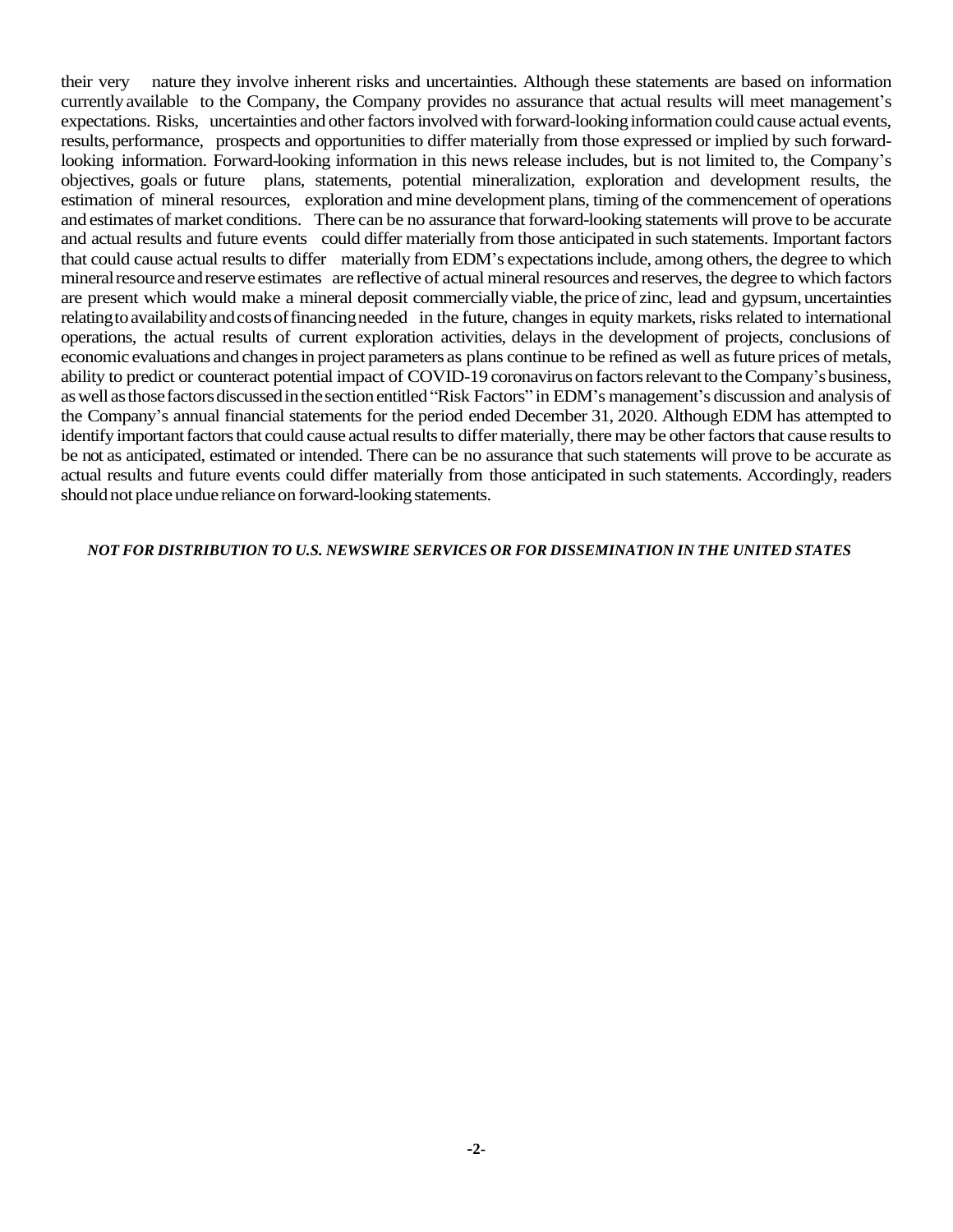their very nature they involve inherent risks and uncertainties. Although these statements are based on information currently available to the Company, the Company provides no assurance that actual results will meet management's expectations. Risks, uncertainties and other factors involved with forward-looking information could cause actual events, results, performance, prospects and opportunities to differ materially from those expressed or implied by such forward-looking information. Forward-looking information in this news release includes, but is not limited to, the Company's objectives, goals or future plans, statements, potential mineralization, exploration and development results, the estimation of mineral resources, exploration and mine development plans, timing of the commencement of operations and estimates of market conditions. There can be no assurance that forward-looking statements will prove to be accurate and actual results and future events could differ materially from those anticipated in such statements. Important factors that could cause actual results to differ materially from EDM's expectations include, among others, the degree to which mineral resource and reserve estimates are reflective of actual mineral resources and reserves, the degree to which factors are present which would make a mineral deposit commercially viable, the price of zinc, lead and gypsum, uncertainties relating to availability and costs of financing needed in the future, changes in equity markets, risks related to international operations, the actual results of current exploration activities, delays in the development of projects, conclusions of economic evaluations and changes in project parameters as plans continue to be refined as well as future prices of metals, ability to predict or counteract potential impact of COVID-19 coronavirus on factors relevant to the Company's business, as well as those factors discussed in the section entitled "Risk Factors" in EDM's management's discussion and analysis of the Company's annual financial statements for the period ended December 31, 2020. Although EDM has attempted to identify important factors that could cause actual results to differ materially, there may be other factors that cause results to be not as anticipated, estimated or intended. There can be no assurance that such statements will prove to be accurate as actual results and future events could differ materially from those anticipated in such statements. Accordingly, readers should not place undue reliance on forward-looking statements.

***NOT FOR DISTRIBUTION TO U.S. NEWSWIRE SERVICES OR FOR DISSEMINATION IN THE UNITED STATES***